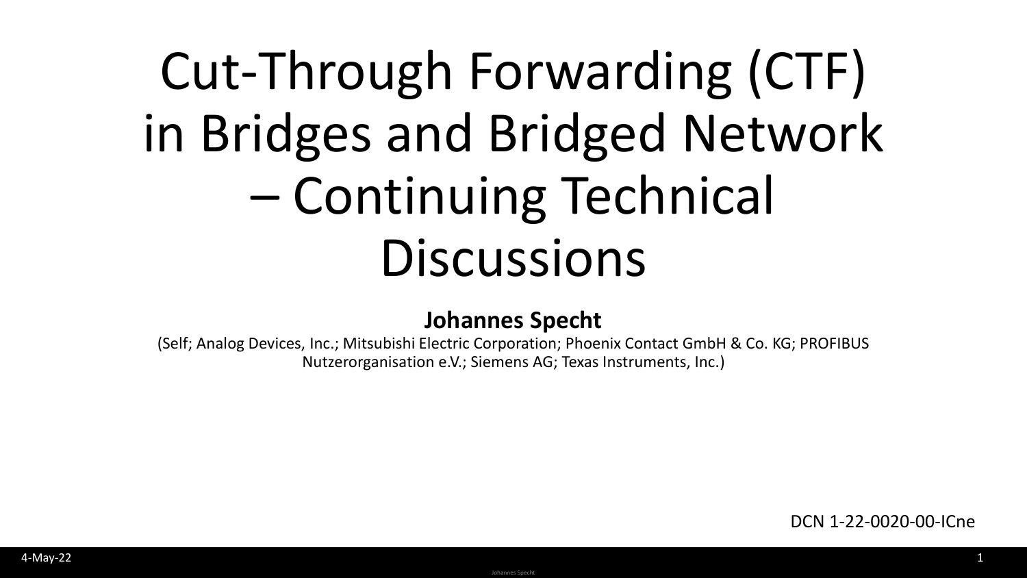# Cut-Through Forwarding (CTF) in Bridges and Bridged Network – Continuing Technical Discussions

**Johannes Specht**

(Self; Analog Devices, Inc.; Mitsubishi Electric Corporation; Phoenix Contact GmbH & Co. KG; PROFIBUS Nutzerorganisation e.V.; Siemens AG; Texas Instruments, Inc.)

DCN 1-22-0020-00-ICne

4-May-22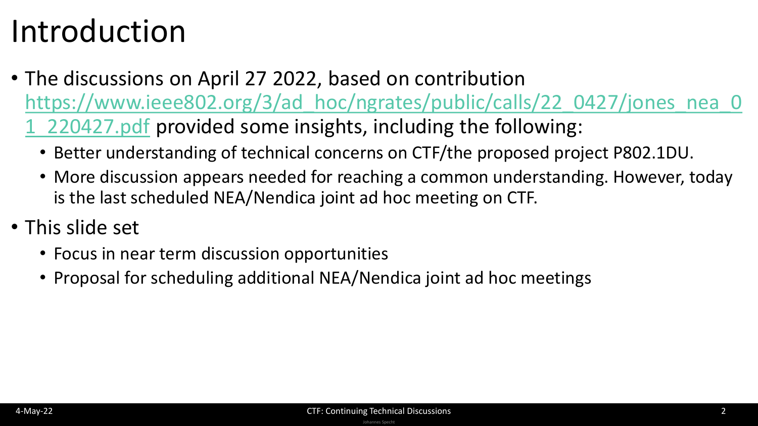# Introduction

- The discussions on April 27 2022, based on contribution https://www.ieee802.org/3/ad_hoc/ngrates/public/calls/22_0427/jones_nea_01_220427.pdf provided some insights, including the following:
  - Better understanding of technical concerns on CTF/the proposed project P802.1DU.
  - More discussion appears needed for reaching a common understanding. However, today is the last scheduled NEA/Nendica joint ad hoc meeting on CTF.
- This slide set
  - Focus in near term discussion opportunities
  - Proposal for scheduling additional NEA/Nendica joint ad hoc meetings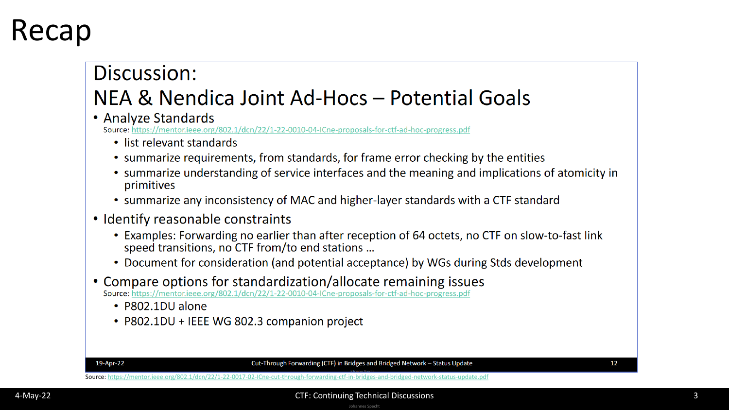# Recap

## Discussion:

## NEA & Nendica Joint Ad-Hocs – Potential Goals

- Analyze Standards
  Source: https://mentor.ieee.org/802.1/dcn/22/1-22-0010-04-ICne-proposals-for-ctf-ad-hoc-progress.pdf
  - list relevant standards
  - summarize requirements, from standards, for frame error checking by the entities
  - summarize understanding of service interfaces and the meaning and implications of atomicity in primitives
  - summarize any inconsistency of MAC and higher-layer standards with a CTF standard
- Identify reasonable constraints
  - Examples: Forwarding no earlier than after reception of 64 octets, no CTF on slow-to-fast link speed transitions, no CTF from/to end stations …
  - Document for consideration (and potential acceptance) by WGs during Stds development
- Compare options for standardization/allocate remaining issues
  Source: https://mentor.ieee.org/802.1/dcn/22/1-22-0010-04-ICne-proposals-for-ctf-ad-hoc-progress.pdf
  - P802.1DU alone
  - P802.1DU + IEEE WG 802.3 companion project

19-Apr-22 | Cut-Through Forwarding (CTF) in Bridges and Bridged Network – Status Update | 12

Source: https://mentor.ieee.org/802.1/dcn/22/1-22-0017-02-ICne-cut-through-forwarding-ctf-in-bridges-and-bridged-network-status-update.pdf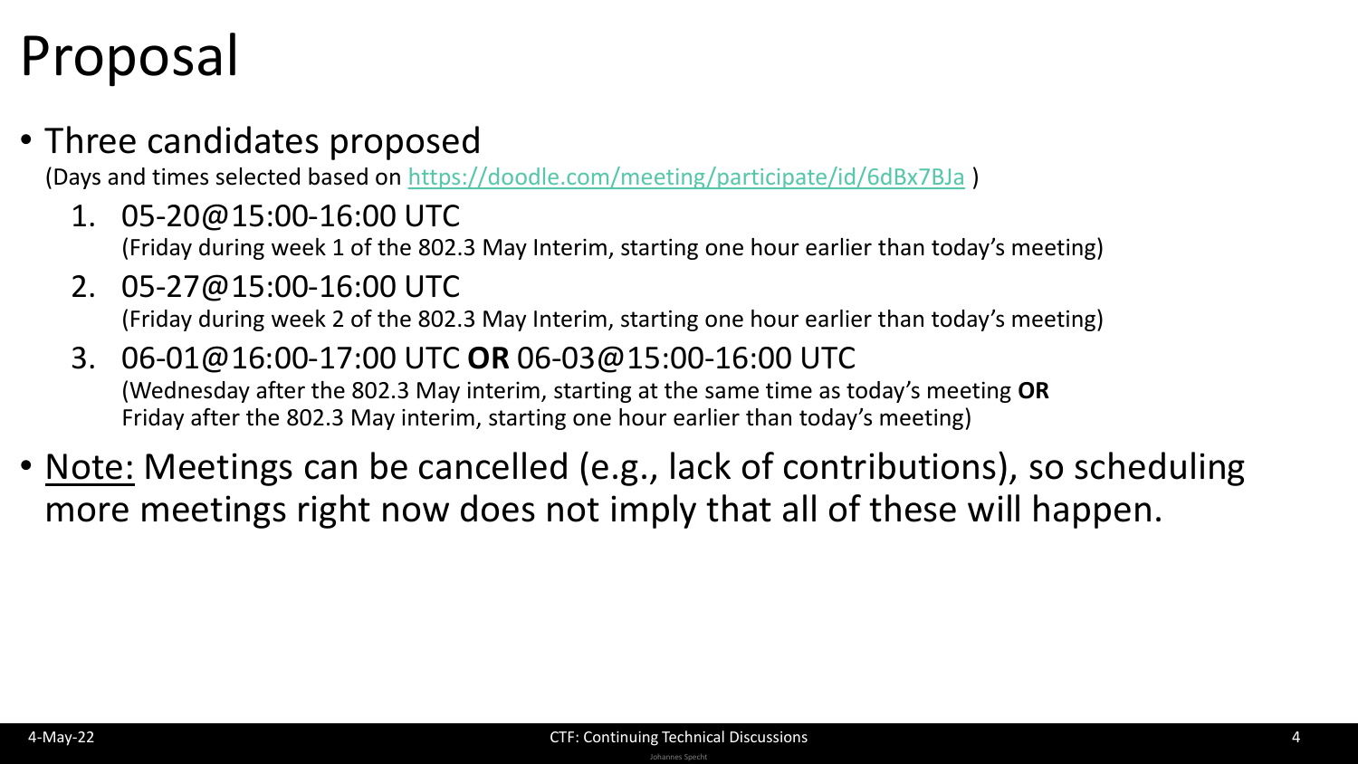# Proposal

- Three candidates proposed
  (Days and times selected based on https://doodle.com/meeting/participate/id/6dBx7BJa )
  1. 05-20@15:00-16:00 UTC
     (Friday during week 1 of the 802.3 May Interim, starting one hour earlier than today's meeting)
  2. 05-27@15:00-16:00 UTC
     (Friday during week 2 of the 802.3 May Interim, starting one hour earlier than today's meeting)
  3. 06-01@16:00-17:00 UTC **OR** 06-03@15:00-16:00 UTC
     (Wednesday after the 802.3 May interim, starting at the same time as today's meeting **OR** Friday after the 802.3 May interim, starting one hour earlier than today's meeting)
- Note: Meetings can be cancelled (e.g., lack of contributions), so scheduling more meetings right now does not imply that all of these will happen.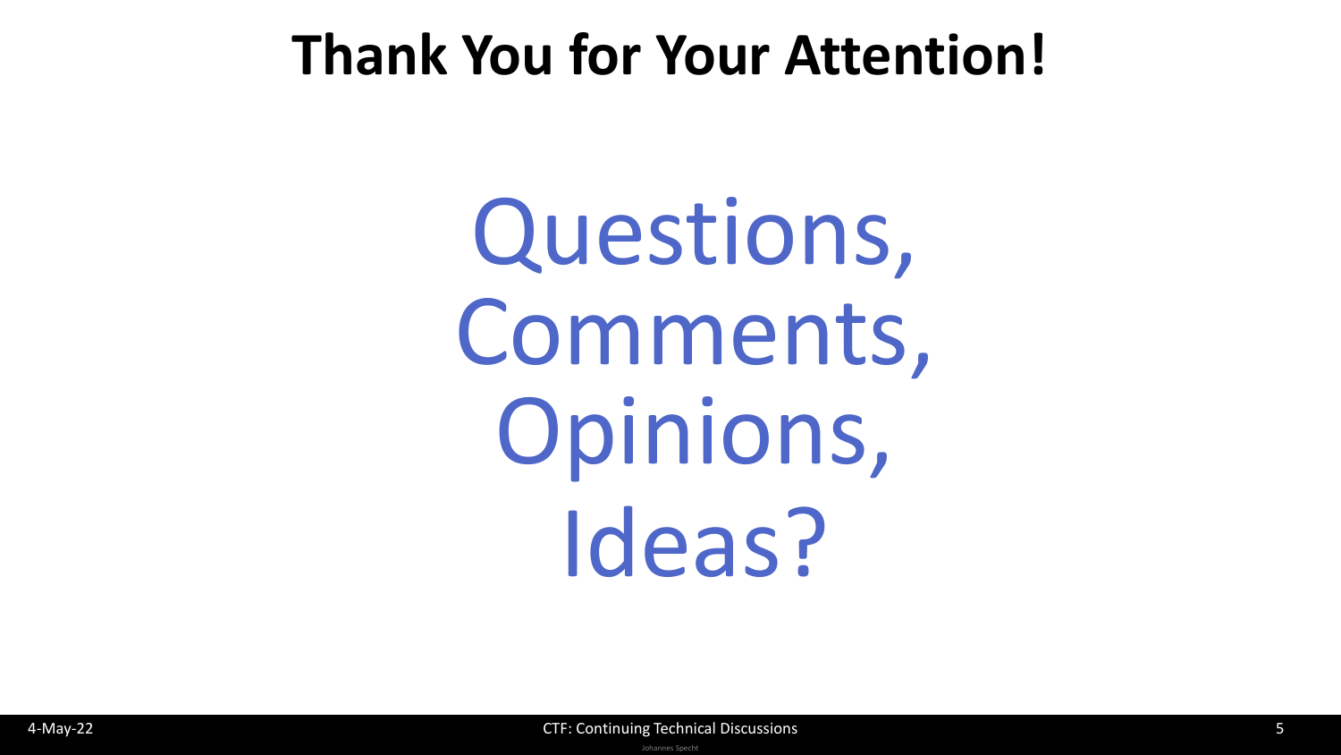# Thank You for Your Attention!

Questions,
Comments,
Opinions,
Ideas?